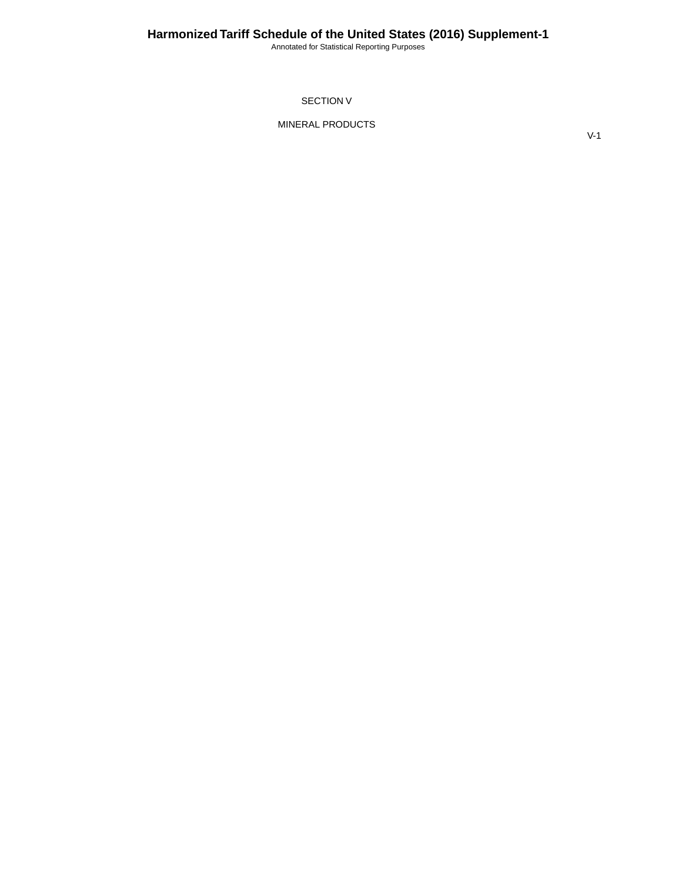# SECTION V

## MINERAL PRODUCTS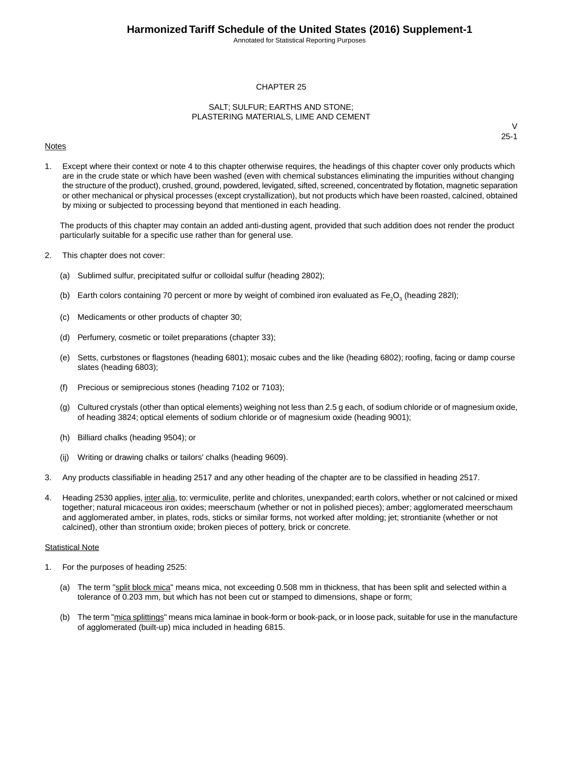# CHAPTER 25

## SALT; SULFUR; EARTHS AND STONE; PLASTERING MATERIALS, LIME AND CEMENT

V
25-1

Notes

1. Except where their context or note 4 to this chapter otherwise requires, the headings of this chapter cover only products which are in the crude state or which have been washed (even with chemical substances eliminating the impurities without changing the structure of the product), crushed, ground, powdered, levigated, sifted, screened, concentrated by flotation, magnetic separation or other mechanical or physical processes (except crystallization), but not products which have been roasted, calcined, obtained by mixing or subjected to processing beyond that mentioned in each heading.

   The products of this chapter may contain an added anti-dusting agent, provided that such addition does not render the product particularly suitable for a specific use rather than for general use.

2. This chapter does not cover:

   (a) Sublimed sulfur, precipitated sulfur or colloidal sulfur (heading 2802);

   (b) Earth colors containing 70 percent or more by weight of combined iron evaluated as $Fe_2O_3$ (heading 282l);

   (c) Medicaments or other products of chapter 30;

   (d) Perfumery, cosmetic or toilet preparations (chapter 33);

   (e) Setts, curbstones or flagstones (heading 6801); mosaic cubes and the like (heading 6802); roofing, facing or damp course slates (heading 6803);

   (f) Precious or semiprecious stones (heading 7102 or 7103);

   (g) Cultured crystals (other than optical elements) weighing not less than 2.5 g each, of sodium chloride or of magnesium oxide, of heading 3824; optical elements of sodium chloride or of magnesium oxide (heading 9001);

   (h) Billiard chalks (heading 9504); or

   (ij) Writing or drawing chalks or tailors' chalks (heading 9609).

3. Any products classifiable in heading 2517 and any other heading of the chapter are to be classified in heading 2517.

4. Heading 2530 applies, inter alia, to: vermiculite, perlite and chlorites, unexpanded; earth colors, whether or not calcined or mixed together; natural micaceous iron oxides; meerschaum (whether or not in polished pieces); amber; agglomerated meerschaum and agglomerated amber, in plates, rods, sticks or similar forms, not worked after molding; jet; strontianite (whether or not calcined), other than strontium oxide; broken pieces of pottery, brick or concrete.

Statistical Note

1. For the purposes of heading 2525:

   (a) The term "split block mica" means mica, not exceeding 0.508 mm in thickness, that has been split and selected within a tolerance of 0.203 mm, but which has not been cut or stamped to dimensions, shape or form;

   (b) The term "mica splittings" means mica laminae in book-form or book-pack, or in loose pack, suitable for use in the manufacture of agglomerated (built-up) mica included in heading 6815.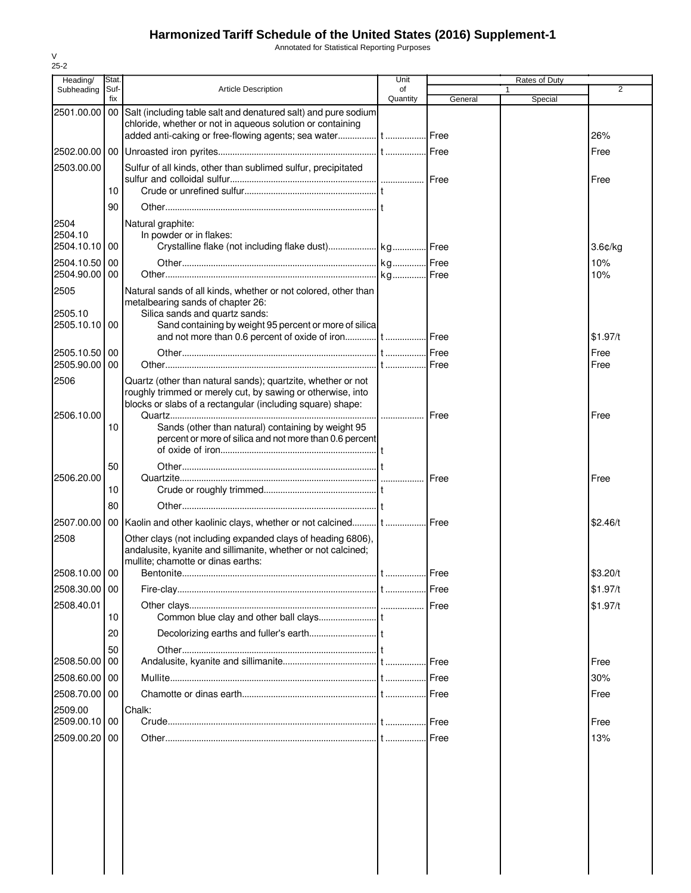# Harmonized Tariff Schedule of the United States (2016) Supplement-1

Annotated for Statistical Reporting Purposes

V
25-2

| Heading/ Subheading | Stat. Suf-fix | Article Description | Unit of Quantity | Rates of Duty 1 General | Special | 2 |
|---|---|---|---|---|---|---|
| 2501.00.00 | 00 | Salt (including table salt and denatured salt) and pure sodium chloride, whether or not in aqueous solution or containing added anti-caking or free-flowing agents; sea water | t | Free | | 26% |
| 2502.00.00 | 00 | Unroasted iron pyrites | t | Free | | Free |
| 2503.00.00 | | Sulfur of all kinds, other than sublimed sulfur, precipitated sulfur and colloidal sulfur | | Free | | Free |
| | 10 | Crude or unrefined sulfur | t | | | |
| | 90 | Other | t | | | |
| 2504 | | Natural graphite: | | | | |
| 2504.10 | | In powder or in flakes: | | | | |
| 2504.10.10 | 00 | Crystalline flake (not including flake dust) | kg | Free | | 3.6¢/kg |
| 2504.10.50 | 00 | Other | kg | Free | | 10% |
| 2504.90.00 | 00 | Other | kg | Free | | 10% |
| 2505 | | Natural sands of all kinds, whether or not colored, other than metalbearing sands of chapter 26: | | | | |
| 2505.10 | | Silica sands and quartz sands: | | | | |
| 2505.10.10 | 00 | Sand containing by weight 95 percent or more of silica and not more than 0.6 percent of oxide of iron | t | Free | | $1.97/t |
| 2505.10.50 | 00 | Other | t | Free | | Free |
| 2505.90.00 | 00 | Other | t | Free | | Free |
| 2506 | | Quartz (other than natural sands); quartzite, whether or not roughly trimmed or merely cut, by sawing or otherwise, into blocks or slabs of a rectangular (including square) shape: | | | | |
| 2506.10.00 | | Quartz | | Free | | Free |
| | 10 | Sands (other than natural) containing by weight 95 percent or more of silica and not more than 0.6 percent of oxide of iron | t | | | |
| | 50 | Other | t | | | |
| 2506.20.00 | | Quartzite | | Free | | Free |
| | 10 | Crude or roughly trimmed | t | | | |
| | 80 | Other | t | | | |
| 2507.00.00 | 00 | Kaolin and other kaolinic clays, whether or not calcined | t | Free | | $2.46/t |
| 2508 | | Other clays (not including expanded clays of heading 6806), andalusite, kyanite and sillimanite, whether or not calcined; mullite; chamotte or dinas earths: | | | | |
| 2508.10.00 | 00 | Bentonite | t | Free | | $3.20/t |
| 2508.30.00 | 00 | Fire-clay | t | Free | | $1.97/t |
| 2508.40.01 | | Other clays | | Free | | $1.97/t |
| | 10 | Common blue clay and other ball clays | t | | | |
| | 20 | Decolorizing earths and fuller's earth | t | | | |
| | 50 | Other | t | | | |
| 2508.50.00 | 00 | Andalusite, kyanite and sillimanite | t | Free | | Free |
| 2508.60.00 | 00 | Mullite | t | Free | | 30% |
| 2508.70.00 | 00 | Chamotte or dinas earth | t | Free | | Free |
| 2509.00 | | Chalk: | | | | |
| 2509.00.10 | 00 | Crude | t | Free | | Free |
| 2509.00.20 | 00 | Other | t | Free | | 13% |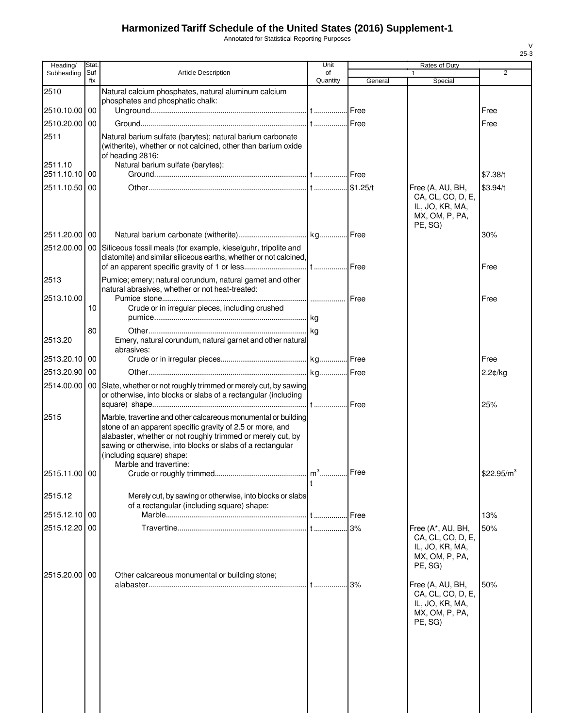# Harmonized Tariff Schedule of the United States (2016) Supplement-1

Annotated for Statistical Reporting Purposes

| Heading/ Subheading | Stat. Suf-fix | Article Description | Unit of Quantity | Rates of Duty 1 General | Rates of Duty 1 Special | 2 |
|---|---|---|---|---|---|---|
| 2510 | | Natural calcium phosphates, natural aluminum calcium phosphates and phosphatic chalk: | | | | |
| 2510.10.00 | 00 | Unground | t | Free | | Free |
| 2510.20.00 | 00 | Ground | t | Free | | Free |
| 2511 | | Natural barium sulfate (barytes); natural barium carbonate (witherite), whether or not calcined, other than barium oxide of heading 2816: | | | | |
| 2511.10 | | Natural barium sulfate (barytes): | | | | |
| 2511.10.10 | 00 | Ground | t | Free | | $7.38/t |
| 2511.10.50 | 00 | Other | t | $1.25/t | Free (A, AU, BH, CA, CL, CO, D, E, IL, JO, KR, MA, MX, OM, P, PA, PE, SG) | $3.94/t |
| 2511.20.00 | 00 | Natural barium carbonate (witherite) | kg | Free | | 30% |
| 2512.00.00 | 00 | Siliceous fossil meals (for example, kieselguhr, tripolite and diatomite) and similar siliceous earths, whether or not calcined, of an apparent specific gravity of 1 or less | t | Free | | Free |
| 2513 | | Pumice; emery; natural corundum, natural garnet and other natural abrasives, whether or not heat-treated: | | | | |
| 2513.10.00 | | Pumice stone | | Free | | Free |
| | 10 | Crude or in irregular pieces, including crushed pumice | kg | | | |
| | 80 | Other | kg | | | |
| 2513.20 | | Emery, natural corundum, natural garnet and other natural abrasives: | | | | |
| 2513.20.10 | 00 | Crude or in irregular pieces | kg | Free | | Free |
| 2513.20.90 | 00 | Other | kg | Free | | 2.2¢/kg |
| 2514.00.00 | 00 | Slate, whether or not roughly trimmed or merely cut, by sawing or otherwise, into blocks or slabs of a rectangular (including square) shape | t | Free | | 25% |
| 2515 | | Marble, travertine and other calcareous monumental or building stone of an apparent specific gravity of 2.5 or more, and alabaster, whether or not roughly trimmed or merely cut, by sawing or otherwise, into blocks or slabs of a rectangular (including square) shape: | | | | |
| | | Marble and travertine: | | | | |
| 2515.11.00 | 00 | Crude or roughly trimmed | $m^3$ t | Free | | $22.95/m^3$ |
| 2515.12 | | Merely cut, by sawing or otherwise, into blocks or slabs of a rectangular (including square) shape: | | | | |
| 2515.12.10 | 00 | Marble | t | Free | | 13% |
| 2515.12.20 | 00 | Travertine | t | 3% | Free (A*, AU, BH, CA, CL, CO, D, E, IL, JO, KR, MA, MX, OM, P, PA, PE, SG) | 50% |
| 2515.20.00 | 00 | Other calcareous monumental or building stone; alabaster | t | 3% | Free (A, AU, BH, CA, CL, CO, D, E, IL, JO, KR, MA, MX, OM, P, PA, PE, SG) | 50% |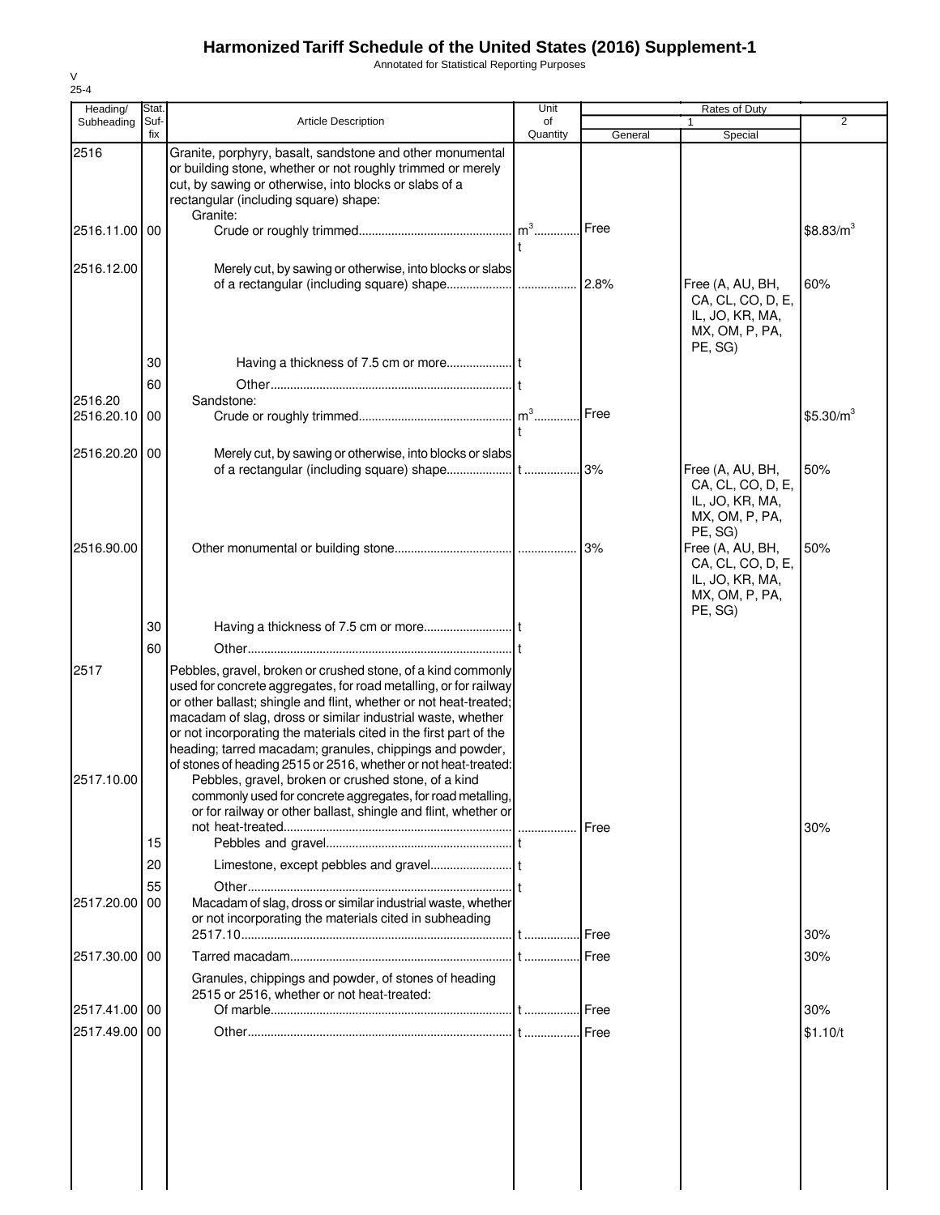# Harmonized Tariff Schedule of the United States (2016) Supplement-1

Annotated for Statistical Reporting Purposes

V
25-4

| Heading/ Subheading | Stat. Suf- fix | Article Description | Unit of Quantity | Rates of Duty 1 General | Special | 2 |
|---|---|---|---|---|---|---|
| 2516 | | Granite, porphyry, basalt, sandstone and other monumental or building stone, whether or not roughly trimmed or merely cut, by sawing or otherwise, into blocks or slabs of a rectangular (including square) shape: | | | | |
| | | Granite: | | | | |
| 2516.11.00 | 00 | Crude or roughly trimmed | $m^3$ t | Free | | $8.83/$m^3$ |
| 2516.12.00 | | Merely cut, by sawing or otherwise, into blocks or slabs of a rectangular (including square) shape | | 2.8% | Free (A, AU, BH, CA, CL, CO, D, E, IL, JO, KR, MA, MX, OM, P, PA, PE, SG) | 60% |
| | 30 | Having a thickness of 7.5 cm or more | t | | | |
| | 60 | Other | t | | | |
| 2516.20 | | Sandstone: | | | | |
| 2516.20.10 | 00 | Crude or roughly trimmed | $m^3$ t | Free | | $5.30/$m^3$ |
| 2516.20.20 | 00 | Merely cut, by sawing or otherwise, into blocks or slabs of a rectangular (including square) shape | t | 3% | Free (A, AU, BH, CA, CL, CO, D, E, IL, JO, KR, MA, MX, OM, P, PA, PE, SG) | 50% |
| 2516.90.00 | | Other monumental or building stone | | 3% | Free (A, AU, BH, CA, CL, CO, D, E, IL, JO, KR, MA, MX, OM, P, PA, PE, SG) | 50% |
| | 30 | Having a thickness of 7.5 cm or more | t | | | |
| | 60 | Other | t | | | |
| 2517 | | Pebbles, gravel, broken or crushed stone, of a kind commonly used for concrete aggregates, for road metalling, or for railway or other ballast; shingle and flint, whether or not heat-treated; macadam of slag, dross or similar industrial waste, whether or not incorporating the materials cited in the first part of the heading; tarred macadam; granules, chippings and powder, of stones of heading 2515 or 2516, whether or not heat-treated: | | | | |
| 2517.10.00 | | Pebbles, gravel, broken or crushed stone, of a kind commonly used for concrete aggregates, for road metalling, or for railway or other ballast, shingle and flint, whether or not heat-treated | | Free | | 30% |
| | 15 | Pebbles and gravel | t | | | |
| | 20 | Limestone, except pebbles and gravel | t | | | |
| | 55 | Other | t | | | |
| 2517.20.00 | 00 | Macadam of slag, dross or similar industrial waste, whether or not incorporating the materials cited in subheading 2517.10 | t | Free | | 30% |
| 2517.30.00 | 00 | Tarred macadam | t | Free | | 30% |
| | | Granules, chippings and powder, of stones of heading 2515 or 2516, whether or not heat-treated: | | | | |
| 2517.41.00 | 00 | Of marble | t | Free | | 30% |
| 2517.49.00 | 00 | Other | t | Free | | $1.10/t |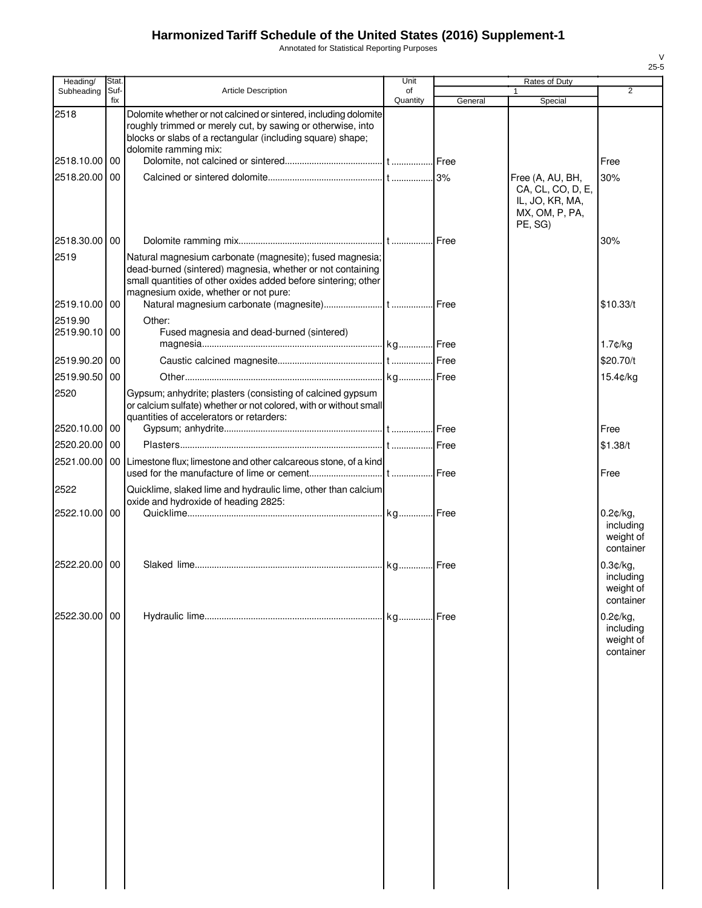# Harmonized Tariff Schedule of the United States (2016) Supplement-1

Annotated for Statistical Reporting Purposes

V
25-5

| Heading/ Subheading | Stat. Suf-fix | Article Description | Unit of Quantity | Rates of Duty 1 General | Rates of Duty 1 Special | Rates of Duty 2 |
|---|---|---|---|---|---|---|
| 2518 | | Dolomite whether or not calcined or sintered, including dolomite roughly trimmed or merely cut, by sawing or otherwise, into blocks or slabs of a rectangular (including square) shape; dolomite ramming mix: | | | | |
| 2518.10.00 | 00 | Dolomite, not calcined or sintered | t | Free | | Free |
| 2518.20.00 | 00 | Calcined or sintered dolomite | t | 3% | Free (A, AU, BH, CA, CL, CO, D, E, IL, JO, KR, MA, MX, OM, P, PA, PE, SG) | 30% |
| 2518.30.00 | 00 | Dolomite ramming mix | t | Free | | 30% |
| 2519 | | Natural magnesium carbonate (magnesite); fused magnesia; dead-burned (sintered) magnesia, whether or not containing small quantities of other oxides added before sintering; other magnesium oxide, whether or not pure: | | | | |
| 2519.10.00 | 00 | Natural magnesium carbonate (magnesite) | t | Free | | $10.33/t |
| 2519.90 | | Other: | | | | |
| 2519.90.10 | 00 | Fused magnesia and dead-burned (sintered) magnesia | kg | Free | | 1.7¢/kg |
| 2519.90.20 | 00 | Caustic calcined magnesite | t | Free | | $20.70/t |
| 2519.90.50 | 00 | Other | kg | Free | | 15.4¢/kg |
| 2520 | | Gypsum; anhydrite; plasters (consisting of calcined gypsum or calcium sulfate) whether or not colored, with or without small quantities of accelerators or retarders: | | | | |
| 2520.10.00 | 00 | Gypsum; anhydrite | t | Free | | Free |
| 2520.20.00 | 00 | Plasters | t | Free | | $1.38/t |
| 2521.00.00 | 00 | Limestone flux; limestone and other calcareous stone, of a kind used for the manufacture of lime or cement | t | Free | | Free |
| 2522 | | Quicklime, slaked lime and hydraulic lime, other than calcium oxide and hydroxide of heading 2825: | | | | |
| 2522.10.00 | 00 | Quicklime | kg | Free | | 0.2¢/kg, including weight of container |
| 2522.20.00 | 00 | Slaked lime | kg | Free | | 0.3¢/kg, including weight of container |
| 2522.30.00 | 00 | Hydraulic lime | kg | Free | | 0.2¢/kg, including weight of container |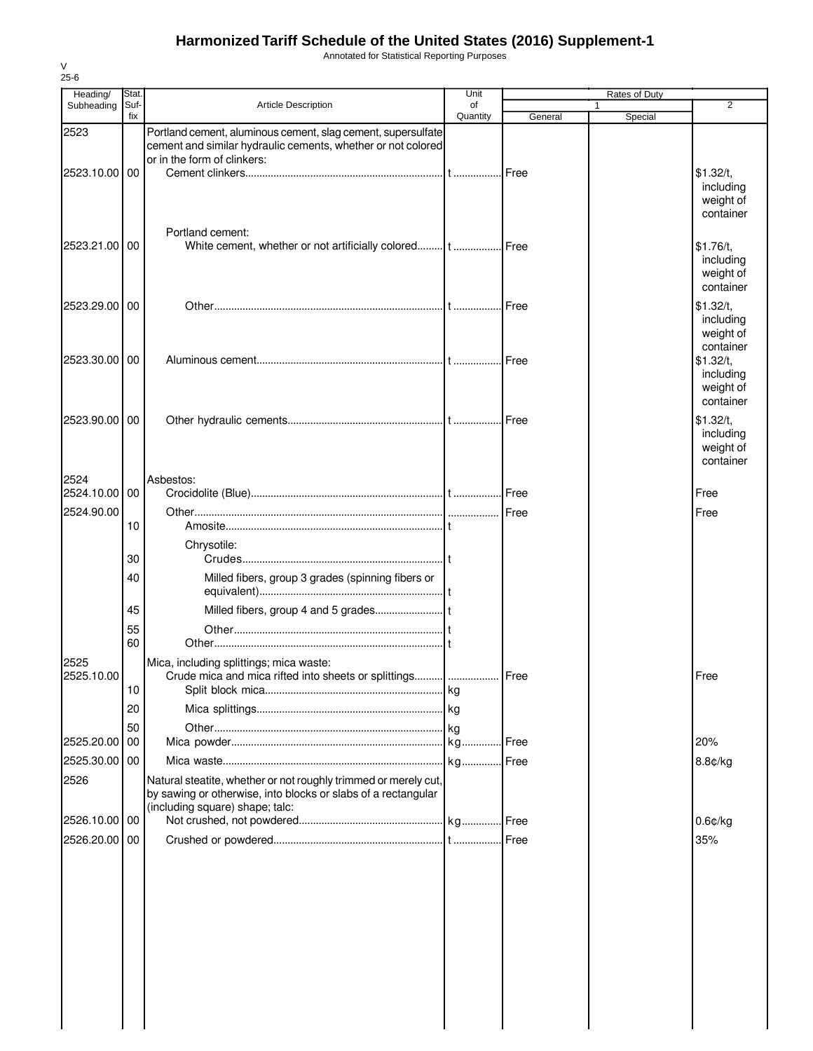# Harmonized Tariff Schedule of the United States (2016) Supplement-1

Annotated for Statistical Reporting Purposes

V
25-6

| Heading/ Subheading | Stat. Suf- fix | Article Description | Unit of Quantity | Rates of Duty 1 General | Special | 2 |
|---|---|---|---|---|---|---|
| 2523 | | Portland cement, aluminous cement, slag cement, supersulfate cement and similar hydraulic cements, whether or not colored or in the form of clinkers: | | | | |
| 2523.10.00 | 00 | Cement clinkers | t | Free | | $1.32/t, including weight of container |
| | | Portland cement: | | | | |
| 2523.21.00 | 00 | White cement, whether or not artificially colored | t | Free | | $1.76/t, including weight of container |
| 2523.29.00 | 00 | Other | t | Free | | $1.32/t, including weight of container |
| 2523.30.00 | 00 | Aluminous cement | t | Free | | $1.32/t, including weight of container |
| 2523.90.00 | 00 | Other hydraulic cements | t | Free | | $1.32/t, including weight of container |
| 2524 | | Asbestos: | | | | |
| 2524.10.00 | 00 | Crocidolite (Blue) | t | Free | | Free |
| 2524.90.00 | | Other | | Free | | Free |
| | 10 | Amosite | t | | | |
| | | Chrysotile: | | | | |
| | 30 | Crudes | t | | | |
| | 40 | Milled fibers, group 3 grades (spinning fibers or equivalent) | t | | | |
| | 45 | Milled fibers, group 4 and 5 grades | t | | | |
| | 55 | Other | t | | | |
| | 60 | Other | t | | | |
| 2525 | | Mica, including splittings; mica waste: | | | | |
| 2525.10.00 | | Crude mica and mica rifted into sheets or splittings | | Free | | Free |
| | 10 | Split block mica | kg | | | |
| | 20 | Mica splittings | kg | | | |
| | 50 | Other | kg | | | |
| 2525.20.00 | 00 | Mica powder | kg | Free | | 20% |
| 2525.30.00 | 00 | Mica waste | kg | Free | | 8.8¢/kg |
| 2526 | | Natural steatite, whether or not roughly trimmed or merely cut, by sawing or otherwise, into blocks or slabs of a rectangular (including square) shape; talc: | | | | |
| 2526.10.00 | 00 | Not crushed, not powdered | kg | Free | | 0.6¢/kg |
| 2526.20.00 | 00 | Crushed or powdered | t | Free | | 35% |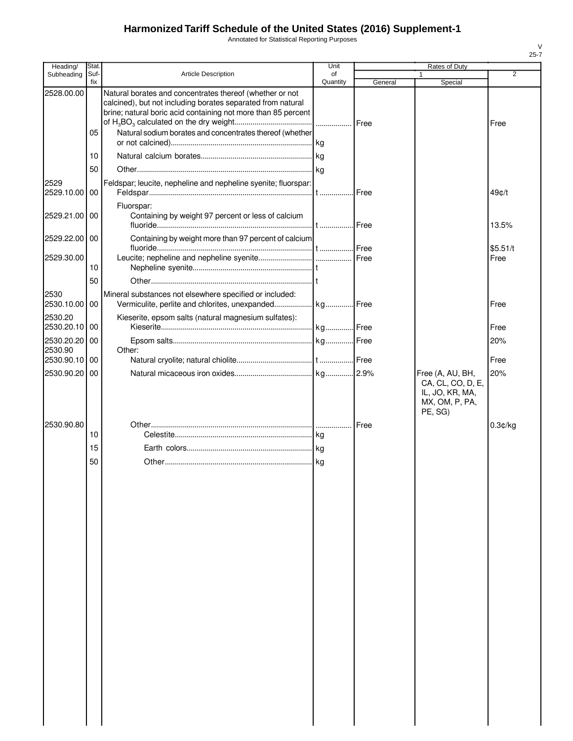# Harmonized Tariff Schedule of the United States (2016) Supplement-1

Annotated for Statistical Reporting Purposes

V
25-7

| Heading/ Subheading | Stat. Suf- fix | Article Description | Unit of Quantity | Rates of Duty 1 General | Rates of Duty 1 Special | Rates of Duty 2 |
|---|---|---|---|---|---|---|
| 2528.00.00 | | Natural borates and concentrates thereof (whether or not calcined), but not including borates separated from natural brine; natural boric acid containing not more than 85 percent of $H_3BO_3$ calculated on the dry weight | | Free | | Free |
| | 05 | Natural sodium borates and concentrates thereof (whether or not calcined) | kg | | | |
| | 10 | Natural calcium borates | kg | | | |
| | 50 | Other | kg | | | |
| 2529 | | Feldspar; leucite, nepheline and nepheline syenite; fluorspar: | | | | |
| 2529.10.00 | 00 | Feldspar | t | Free | | 49¢/t |
| | | Fluorspar: | | | | |
| 2529.21.00 | 00 | Containing by weight 97 percent or less of calcium fluoride | t | Free | | 13.5% |
| 2529.22.00 | 00 | Containing by weight more than 97 percent of calcium fluoride | t | Free | | $5.51/t |
| 2529.30.00 | | Leucite; nepheline and nepheline syenite | | Free | | Free |
| | 10 | Nepheline syenite | t | | | |
| | 50 | Other | t | | | |
| 2530 | | Mineral substances not elsewhere specified or included: | | | | |
| 2530.10.00 | 00 | Vermiculite, perlite and chlorites, unexpanded | kg | Free | | Free |
| 2530.20 | | Kieserite, epsom salts (natural magnesium sulfates): | | | | |
| 2530.20.10 | 00 | Kieserite | kg | Free | | Free |
| 2530.20.20 | 00 | Epsom salts | kg | Free | | 20% |
| 2530.90 | | Other: | | | | |
| 2530.90.10 | 00 | Natural cryolite; natural chiolite | t | Free | | Free |
| 2530.90.20 | 00 | Natural micaceous iron oxides | kg | 2.9% | Free (A, AU, BH, CA, CL, CO, D, E, IL, JO, KR, MA, MX, OM, P, PA, PE, SG) | 20% |
| 2530.90.80 | | Other | | Free | | 0.3¢/kg |
| | 10 | Celestite | kg | | | |
| | 15 | Earth colors | kg | | | |
| | 50 | Other | kg | | | |